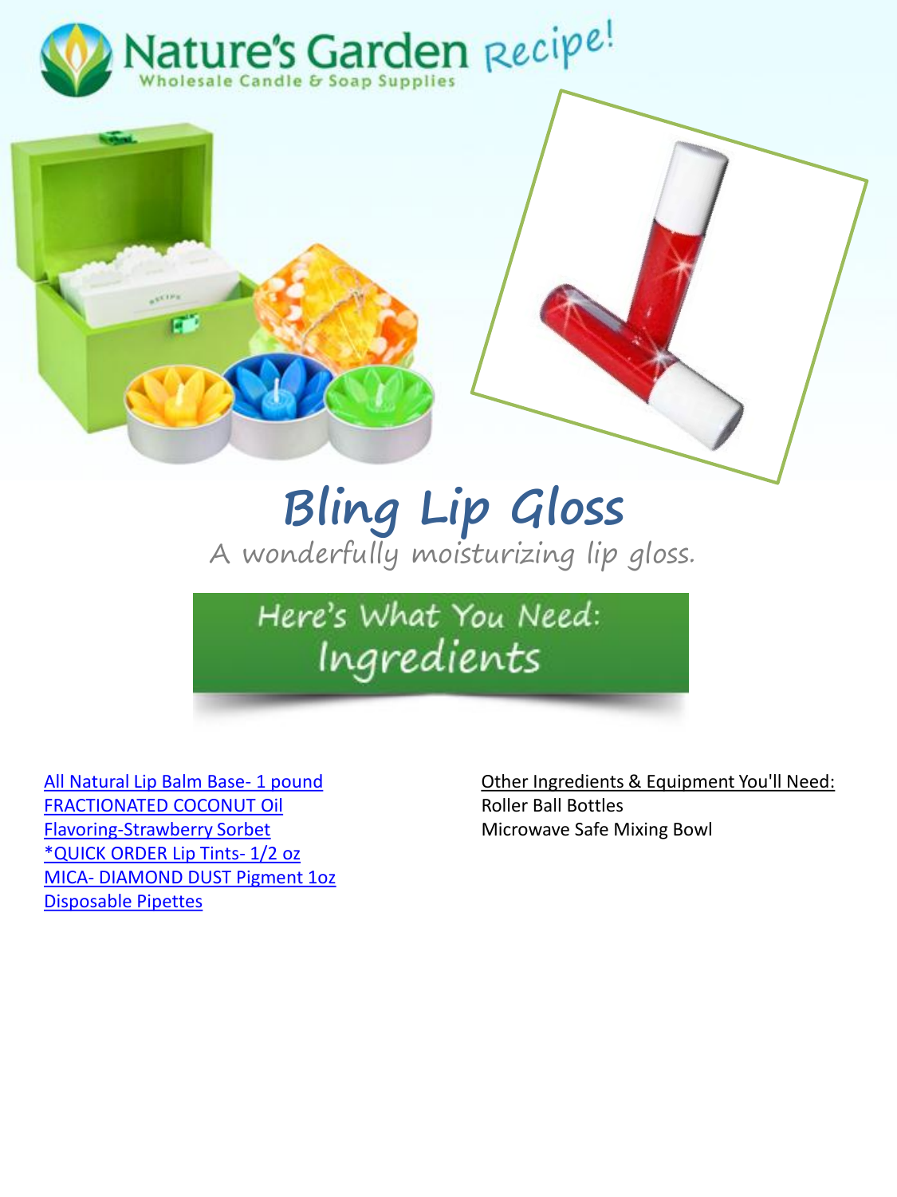Nature's Garden Recipe!

Wholesale Candle & Soap Supplies

# Bling Lip Gloss

A wonderfully moisturizing lip gloss.

## Here's What You Need: Ingredients

All Natural Lip Balm Base- 1 pound
FRACTIONATED COCONUT Oil
Flavoring-Strawberry Sorbet
*QUICK ORDER Lip Tints- 1/2 oz
MICA- DIAMOND DUST Pigment 1oz
Disposable Pipettes

Other Ingredients & Equipment You'll Need:
Roller Ball Bottles
Microwave Safe Mixing Bowl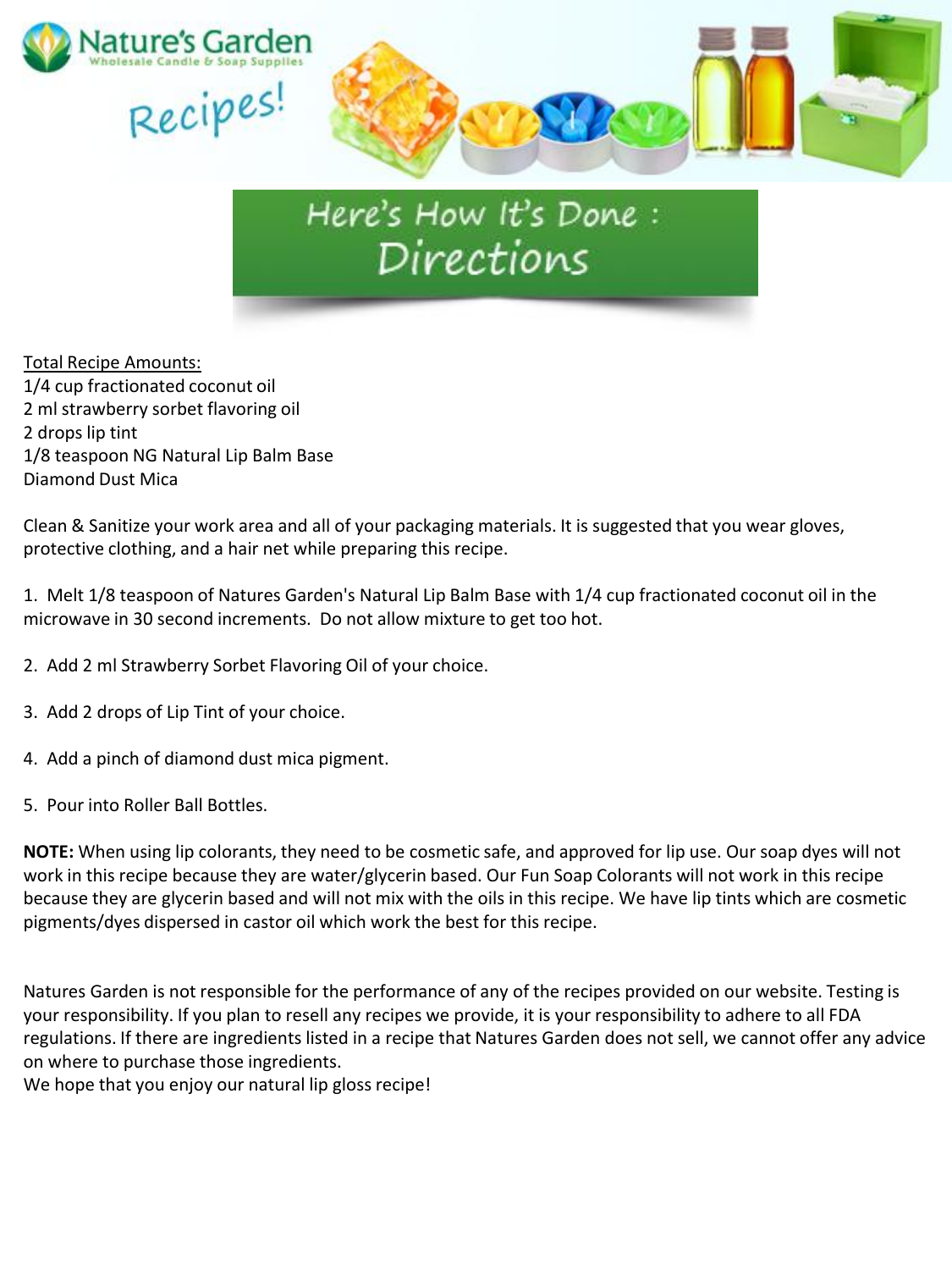Nature's Garden
Wholesale Candle & Soap Supplies

Recipes!

## Here's How It's Done : Directions

<u>Total Recipe Amounts:</u>
1/4 cup fractionated coconut oil
2 ml strawberry sorbet flavoring oil
2 drops lip tint
1/8 teaspoon NG Natural Lip Balm Base
Diamond Dust Mica

Clean & Sanitize your work area and all of your packaging materials. It is suggested that you wear gloves, protective clothing, and a hair net while preparing this recipe.

1. Melt 1/8 teaspoon of Natures Garden's Natural Lip Balm Base with 1/4 cup fractionated coconut oil in the microwave in 30 second increments. Do not allow mixture to get too hot.

2. Add 2 ml Strawberry Sorbet Flavoring Oil of your choice.

3. Add 2 drops of Lip Tint of your choice.

4. Add a pinch of diamond dust mica pigment.

5. Pour into Roller Ball Bottles.

**NOTE:** When using lip colorants, they need to be cosmetic safe, and approved for lip use. Our soap dyes will not work in this recipe because they are water/glycerin based. Our Fun Soap Colorants will not work in this recipe because they are glycerin based and will not mix with the oils in this recipe. We have lip tints which are cosmetic pigments/dyes dispersed in castor oil which work the best for this recipe.

Natures Garden is not responsible for the performance of any of the recipes provided on our website. Testing is your responsibility. If you plan to resell any recipes we provide, it is your responsibility to adhere to all FDA regulations. If there are ingredients listed in a recipe that Natures Garden does not sell, we cannot offer any advice on where to purchase those ingredients.
We hope that you enjoy our natural lip gloss recipe!